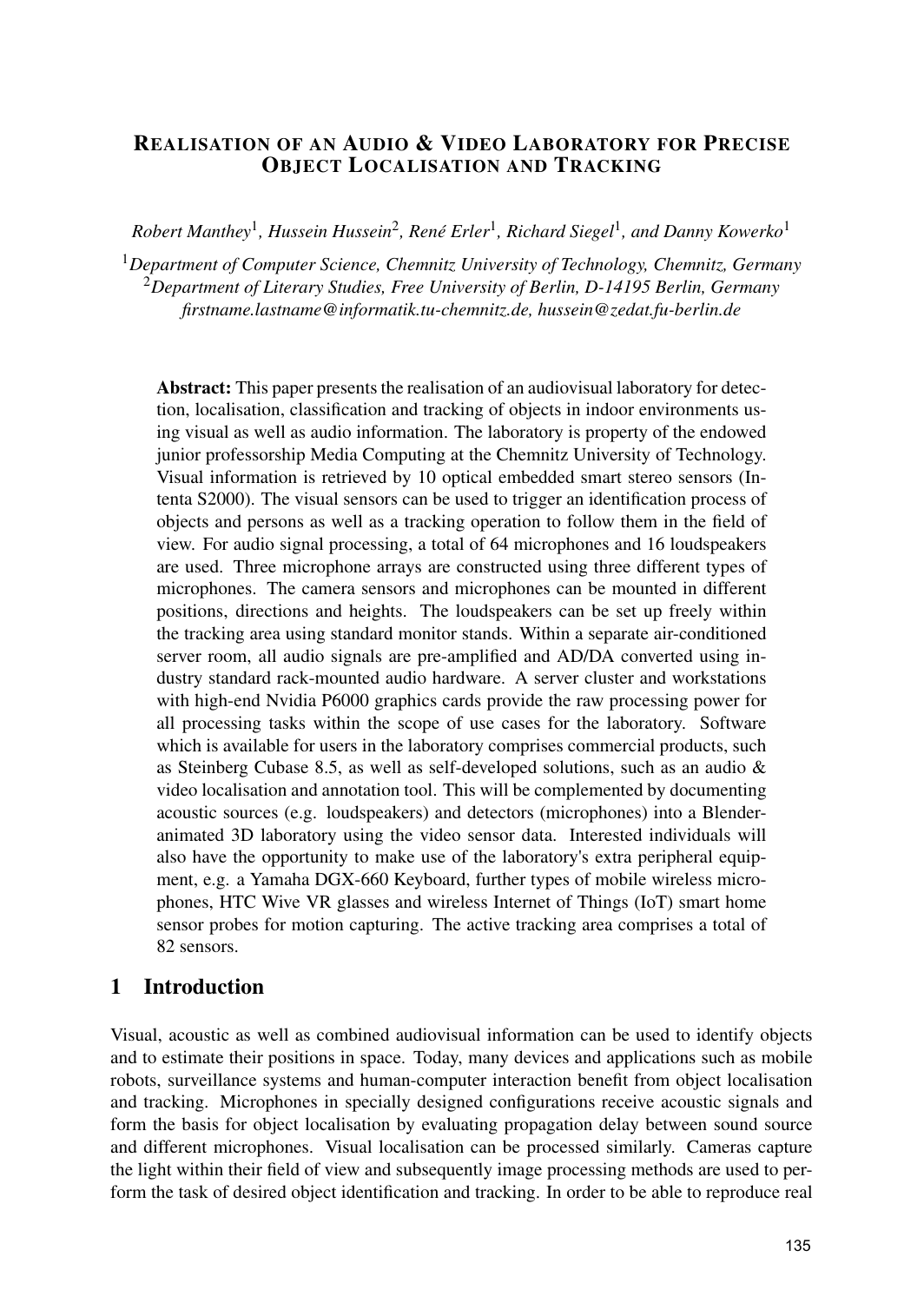# Realisation of an Audio & Video Laboratory for Precise Object Localisation and Tracking

*Robert Manthey*[1]*, Hussein Hussein*[2]*, René Erler*[1]*, Richard Siegel*[1]*, and Danny Kowerko*[1]

[1]*Department of Computer Science, Chemnitz University of Technology, Chemnitz, Germany*
[2]*Department of Literary Studies, Free University of Berlin, D-14195 Berlin, Germany*
*firstname.lastname@informatik.tu-chemnitz.de, hussein@zedat.fu-berlin.de*

**Abstract:** This paper presents the realisation of an audiovisual laboratory for detection, localisation, classification and tracking of objects in indoor environments using visual as well as audio information. The laboratory is property of the endowed junior professorship Media Computing at the Chemnitz University of Technology. Visual information is retrieved by 10 optical embedded smart stereo sensors (Intenta S2000). The visual sensors can be used to trigger an identification process of objects and persons as well as a tracking operation to follow them in the field of view. For audio signal processing, a total of 64 microphones and 16 loudspeakers are used. Three microphone arrays are constructed using three different types of microphones. The camera sensors and microphones can be mounted in different positions, directions and heights. The loudspeakers can be set up freely within the tracking area using standard monitor stands. Within a separate air-conditioned server room, all audio signals are pre-amplified and AD/DA converted using industry standard rack-mounted audio hardware. A server cluster and workstations with high-end Nvidia P6000 graphics cards provide the raw processing power for all processing tasks within the scope of use cases for the laboratory. Software which is available for users in the laboratory comprises commercial products, such as Steinberg Cubase 8.5, as well as self-developed solutions, such as an audio & video localisation and annotation tool. This will be complemented by documenting acoustic sources (e.g. loudspeakers) and detectors (microphones) into a Blender-animated 3D laboratory using the video sensor data. Interested individuals will also have the opportunity to make use of the laboratory's extra peripheral equipment, e.g. a Yamaha DGX-660 Keyboard, further types of mobile wireless microphones, HTC Wive VR glasses and wireless Internet of Things (IoT) smart home sensor probes for motion capturing. The active tracking area comprises a total of 82 sensors.

## 1 Introduction

Visual, acoustic as well as combined audiovisual information can be used to identify objects and to estimate their positions in space. Today, many devices and applications such as mobile robots, surveillance systems and human-computer interaction benefit from object localisation and tracking. Microphones in specially designed configurations receive acoustic signals and form the basis for object localisation by evaluating propagation delay between sound source and different microphones. Visual localisation can be processed similarly. Cameras capture the light within their field of view and subsequently image processing methods are used to perform the task of desired object identification and tracking. In order to be able to reproduce real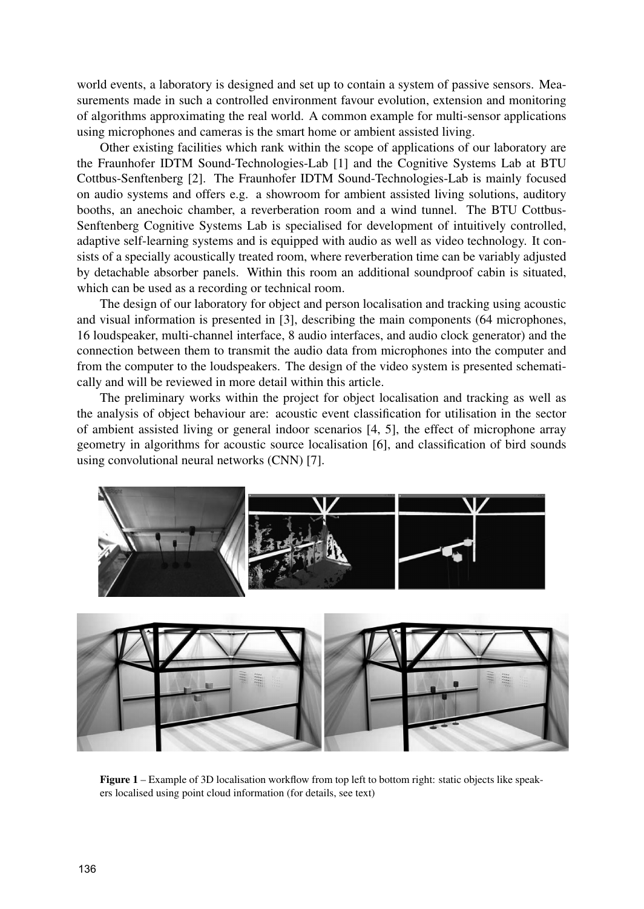world events, a laboratory is designed and set up to contain a system of passive sensors. Measurements made in such a controlled environment favour evolution, extension and monitoring of algorithms approximating the real world. A common example for multi-sensor applications using microphones and cameras is the smart home or ambient assisted living.

Other existing facilities which rank within the scope of applications of our laboratory are the Fraunhofer IDTM Sound-Technologies-Lab [1] and the Cognitive Systems Lab at BTU Cottbus-Senftenberg [2]. The Fraunhofer IDTM Sound-Technologies-Lab is mainly focused on audio systems and offers e.g. a showroom for ambient assisted living solutions, auditory booths, an anechoic chamber, a reverberation room and a wind tunnel. The BTU Cottbus-Senftenberg Cognitive Systems Lab is specialised for development of intuitively controlled, adaptive self-learning systems and is equipped with audio as well as video technology. It consists of a specially acoustically treated room, where reverberation time can be variably adjusted by detachable absorber panels. Within this room an additional soundproof cabin is situated, which can be used as a recording or technical room.

The design of our laboratory for object and person localisation and tracking using acoustic and visual information is presented in [3], describing the main components (64 microphones, 16 loudspeaker, multi-channel interface, 8 audio interfaces, and audio clock generator) and the connection between them to transmit the audio data from microphones into the computer and from the computer to the loudspeakers. The design of the video system is presented schematically and will be reviewed in more detail within this article.

The preliminary works within the project for object localisation and tracking as well as the analysis of object behaviour are: acoustic event classification for utilisation in the sector of ambient assisted living or general indoor scenarios [4, 5], the effect of microphone array geometry in algorithms for acoustic source localisation [6], and classification of bird sounds using convolutional neural networks (CNN) [7].

**Figure 1** – Example of 3D localisation workflow from top left to bottom right: static objects like speakers localised using point cloud information (for details, see text)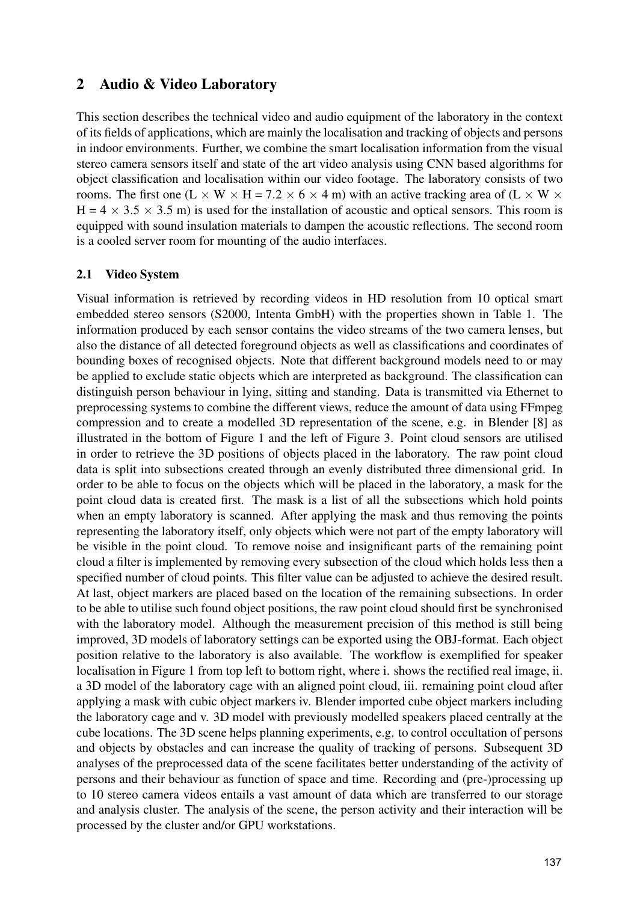## 2 Audio & Video Laboratory

This section describes the technical video and audio equipment of the laboratory in the context of its fields of applications, which are mainly the localisation and tracking of objects and persons in indoor environments. Further, we combine the smart localisation information from the visual stereo camera sensors itself and state of the art video analysis using CNN based algorithms for object classification and localisation within our video footage. The laboratory consists of two rooms. The first one (L $\times$ W $\times$ H = 7.2 $\times$ 6 $\times$ 4 m) with an active tracking area of (L $\times$ W $\times$ H = 4 $\times$ 3.5 $\times$ 3.5 m) is used for the installation of acoustic and optical sensors. This room is equipped with sound insulation materials to dampen the acoustic reflections. The second room is a cooled server room for mounting of the audio interfaces.

### 2.1 Video System

Visual information is retrieved by recording videos in HD resolution from 10 optical smart embedded stereo sensors (S2000, Intenta GmbH) with the properties shown in Table 1. The information produced by each sensor contains the video streams of the two camera lenses, but also the distance of all detected foreground objects as well as classifications and coordinates of bounding boxes of recognised objects. Note that different background models need to or may be applied to exclude static objects which are interpreted as background. The classification can distinguish person behaviour in lying, sitting and standing. Data is transmitted via Ethernet to preprocessing systems to combine the different views, reduce the amount of data using FFmpeg compression and to create a modelled 3D representation of the scene, e.g. in Blender [8] as illustrated in the bottom of Figure 1 and the left of Figure 3. Point cloud sensors are utilised in order to retrieve the 3D positions of objects placed in the laboratory. The raw point cloud data is split into subsections created through an evenly distributed three dimensional grid. In order to be able to focus on the objects which will be placed in the laboratory, a mask for the point cloud data is created first. The mask is a list of all the subsections which hold points when an empty laboratory is scanned. After applying the mask and thus removing the points representing the laboratory itself, only objects which were not part of the empty laboratory will be visible in the point cloud. To remove noise and insignificant parts of the remaining point cloud a filter is implemented by removing every subsection of the cloud which holds less then a specified number of cloud points. This filter value can be adjusted to achieve the desired result. At last, object markers are placed based on the location of the remaining subsections. In order to be able to utilise such found object positions, the raw point cloud should first be synchronised with the laboratory model. Although the measurement precision of this method is still being improved, 3D models of laboratory settings can be exported using the OBJ-format. Each object position relative to the laboratory is also available. The workflow is exemplified for speaker localisation in Figure 1 from top left to bottom right, where i. shows the rectified real image, ii. a 3D model of the laboratory cage with an aligned point cloud, iii. remaining point cloud after applying a mask with cubic object markers iv. Blender imported cube object markers including the laboratory cage and v. 3D model with previously modelled speakers placed centrally at the cube locations. The 3D scene helps planning experiments, e.g. to control occultation of persons and objects by obstacles and can increase the quality of tracking of persons. Subsequent 3D analyses of the preprocessed data of the scene facilitates better understanding of the activity of persons and their behaviour as function of space and time. Recording and (pre-)processing up to 10 stereo camera videos entails a vast amount of data which are transferred to our storage and analysis cluster. The analysis of the scene, the person activity and their interaction will be processed by the cluster and/or GPU workstations.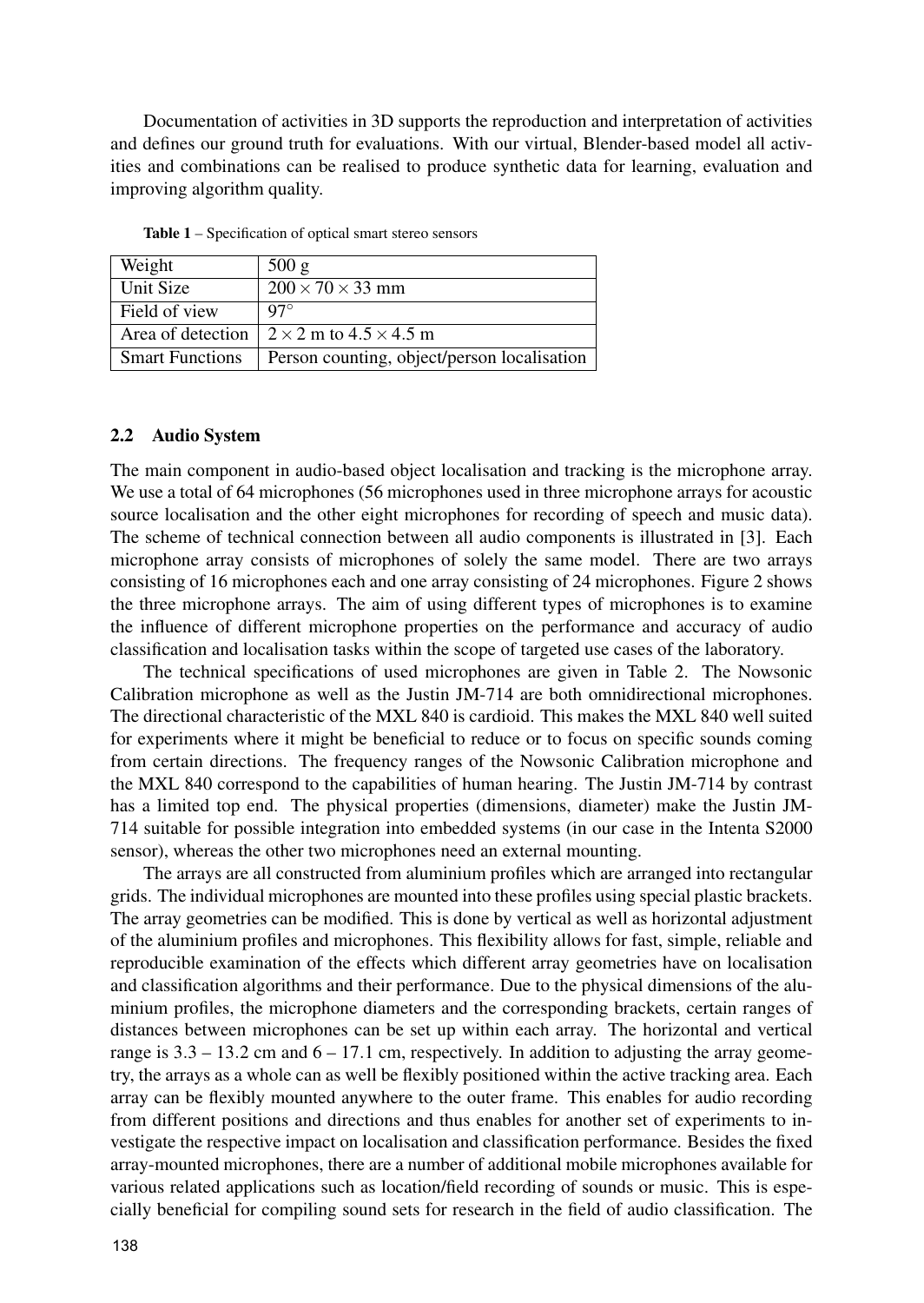Documentation of activities in 3D supports the reproduction and interpretation of activities and defines our ground truth for evaluations. With our virtual, Blender-based model all activities and combinations can be realised to produce synthetic data for learning, evaluation and improving algorithm quality.

**Table 1** – Specification of optical smart stereo sensors

| Weight | 500 g |
|---|---|
| Unit Size | $200 \times 70 \times 33$ mm |
| Field of view | $97^{\circ}$ |
| Area of detection | $2 \times 2$ m to $4.5 \times 4.5$ m |
| Smart Functions | Person counting, object/person localisation |

### 2.2 Audio System

The main component in audio-based object localisation and tracking is the microphone array. We use a total of 64 microphones (56 microphones used in three microphone arrays for acoustic source localisation and the other eight microphones for recording of speech and music data). The scheme of technical connection between all audio components is illustrated in [3]. Each microphone array consists of microphones of solely the same model. There are two arrays consisting of 16 microphones each and one array consisting of 24 microphones. Figure 2 shows the three microphone arrays. The aim of using different types of microphones is to examine the influence of different microphone properties on the performance and accuracy of audio classification and localisation tasks within the scope of targeted use cases of the laboratory.

The technical specifications of used microphones are given in Table 2. The Nowsonic Calibration microphone as well as the Justin JM-714 are both omnidirectional microphones. The directional characteristic of the MXL 840 is cardioid. This makes the MXL 840 well suited for experiments where it might be beneficial to reduce or to focus on specific sounds coming from certain directions. The frequency ranges of the Nowsonic Calibration microphone and the MXL 840 correspond to the capabilities of human hearing. The Justin JM-714 by contrast has a limited top end. The physical properties (dimensions, diameter) make the Justin JM-714 suitable for possible integration into embedded systems (in our case in the Intenta S2000 sensor), whereas the other two microphones need an external mounting.

The arrays are all constructed from aluminium profiles which are arranged into rectangular grids. The individual microphones are mounted into these profiles using special plastic brackets. The array geometries can be modified. This is done by vertical as well as horizontal adjustment of the aluminium profiles and microphones. This flexibility allows for fast, simple, reliable and reproducible examination of the effects which different array geometries have on localisation and classification algorithms and their performance. Due to the physical dimensions of the aluminium profiles, the microphone diameters and the corresponding brackets, certain ranges of distances between microphones can be set up within each array. The horizontal and vertical range is 3.3 – 13.2 cm and 6 – 17.1 cm, respectively. In addition to adjusting the array geometry, the arrays as a whole can as well be flexibly positioned within the active tracking area. Each array can be flexibly mounted anywhere to the outer frame. This enables for audio recording from different positions and directions and thus enables for another set of experiments to investigate the respective impact on localisation and classification performance. Besides the fixed array-mounted microphones, there are a number of additional mobile microphones available for various related applications such as location/field recording of sounds or music. This is especially beneficial for compiling sound sets for research in the field of audio classification. The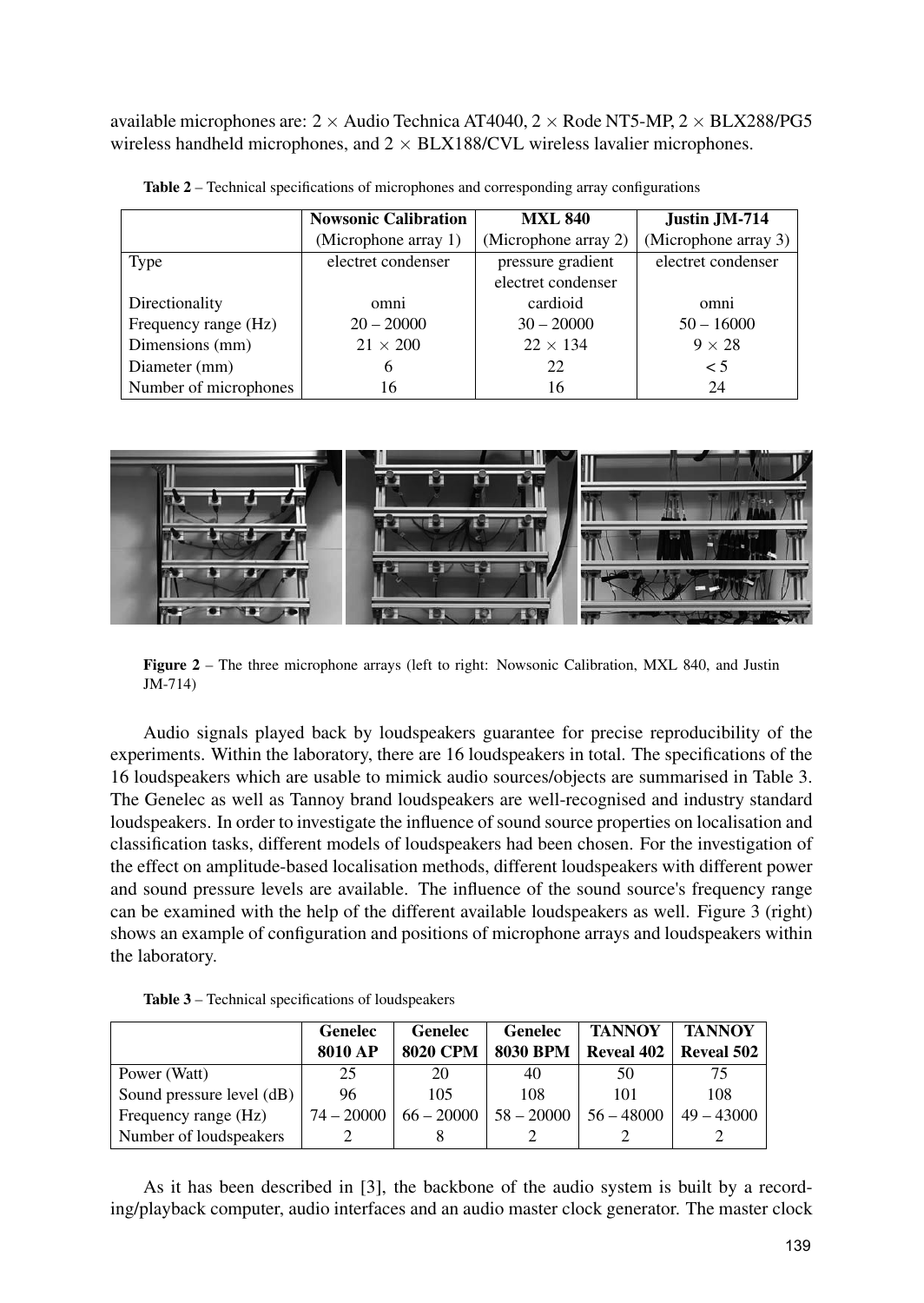available microphones are: 2 × Audio Technica AT4040, 2 × Rode NT5-MP, 2 × BLX288/PG5 wireless handheld microphones, and 2 × BLX188/CVL wireless lavalier microphones.

**Table 2** – Technical specifications of microphones and corresponding array configurations

| | **Nowsonic Calibration** (Microphone array 1) | **MXL 840** (Microphone array 2) | **Justin JM-714** (Microphone array 3) |
|---|---|---|---|
| Type | electret condenser | pressure gradient electret condenser | electret condenser |
| Directionality | omni | cardioid | omni |
| Frequency range (Hz) | 20 – 20000 | 30 – 20000 | 50 – 16000 |
| Dimensions (mm) | 21 × 200 | 22 × 134 | 9 × 28 |
| Diameter (mm) | 6 | 22 | < 5 |
| Number of microphones | 16 | 16 | 24 |

**Figure 2** – The three microphone arrays (left to right: Nowsonic Calibration, MXL 840, and Justin JM-714)

Audio signals played back by loudspeakers guarantee for precise reproducibility of the experiments. Within the laboratory, there are 16 loudspeakers in total. The specifications of the 16 loudspeakers which are usable to mimick audio sources/objects are summarised in Table 3. The Genelec as well as Tannoy brand loudspeakers are well-recognised and industry standard loudspeakers. In order to investigate the influence of sound source properties on localisation and classification tasks, different models of loudspeakers had been chosen. For the investigation of the effect on amplitude-based localisation methods, different loudspeakers with different power and sound pressure levels are available. The influence of the sound source's frequency range can be examined with the help of the different available loudspeakers as well. Figure 3 (right) shows an example of configuration and positions of microphone arrays and loudspeakers within the laboratory.

**Table 3** – Technical specifications of loudspeakers

| | **Genelec 8010 AP** | **Genelec 8020 CPM** | **Genelec 8030 BPM** | **TANNOY Reveal 402** | **TANNOY Reveal 502** |
|---|---|---|---|---|---|
| Power (Watt) | 25 | 20 | 40 | 50 | 75 |
| Sound pressure level (dB) | 96 | 105 | 108 | 101 | 108 |
| Frequency range (Hz) | 74 – 20000 | 66 – 20000 | 58 – 20000 | 56 – 48000 | 49 – 43000 |
| Number of loudspeakers | 2 | 8 | 2 | 2 | 2 |

As it has been described in [3], the backbone of the audio system is built by a recording/playback computer, audio interfaces and an audio master clock generator. The master clock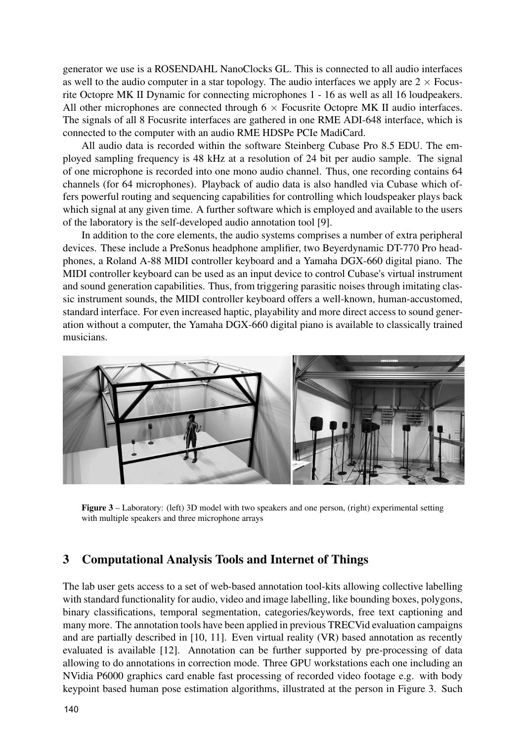generator we use is a ROSENDAHL NanoClocks GL. This is connected to all audio interfaces as well to the audio computer in a star topology. The audio interfaces we apply are 2 $\times$ Focusrite Octopre MK II Dynamic for connecting microphones 1 - 16 as well as all 16 loudpeakers. All other microphones are connected through 6 $\times$ Focusrite Octopre MK II audio interfaces. The signals of all 8 Focusrite interfaces are gathered in one RME ADI-648 interface, which is connected to the computer with an audio RME HDSPe PCIe MadiCard.

All audio data is recorded within the software Steinberg Cubase Pro 8.5 EDU. The employed sampling frequency is 48 kHz at a resolution of 24 bit per audio sample. The signal of one microphone is recorded into one mono audio channel. Thus, one recording contains 64 channels (for 64 microphones). Playback of audio data is also handled via Cubase which offers powerful routing and sequencing capabilities for controlling which loudspeaker plays back which signal at any given time. A further software which is employed and available to the users of the laboratory is the self-developed audio annotation tool [9].

In addition to the core elements, the audio systems comprises a number of extra peripheral devices. These include a PreSonus headphone amplifier, two Beyerdynamic DT-770 Pro headphones, a Roland A-88 MIDI controller keyboard and a Yamaha DGX-660 digital piano. The MIDI controller keyboard can be used as an input device to control Cubase's virtual instrument and sound generation capabilities. Thus, from triggering parasitic noises through imitating classic instrument sounds, the MIDI controller keyboard offers a well-known, human-accustomed, standard interface. For even increased haptic, playability and more direct access to sound generation without a computer, the Yamaha DGX-660 digital piano is available to classically trained musicians.

**Figure 3** – Laboratory: (left) 3D model with two speakers and one person, (right) experimental setting with multiple speakers and three microphone arrays

## 3 Computational Analysis Tools and Internet of Things

The lab user gets access to a set of web-based annotation tool-kits allowing collective labelling with standard functionality for audio, video and image labelling, like bounding boxes, polygons, binary classifications, temporal segmentation, categories/keywords, free text captioning and many more. The annotation tools have been applied in previous TRECVid evaluation campaigns and are partially described in [10, 11]. Even virtual reality (VR) based annotation as recently evaluated is available [12]. Annotation can be further supported by pre-processing of data allowing to do annotations in correction mode. Three GPU workstations each one including an NVidia P6000 graphics card enable fast processing of recorded video footage e.g. with body keypoint based human pose estimation algorithms, illustrated at the person in Figure 3. Such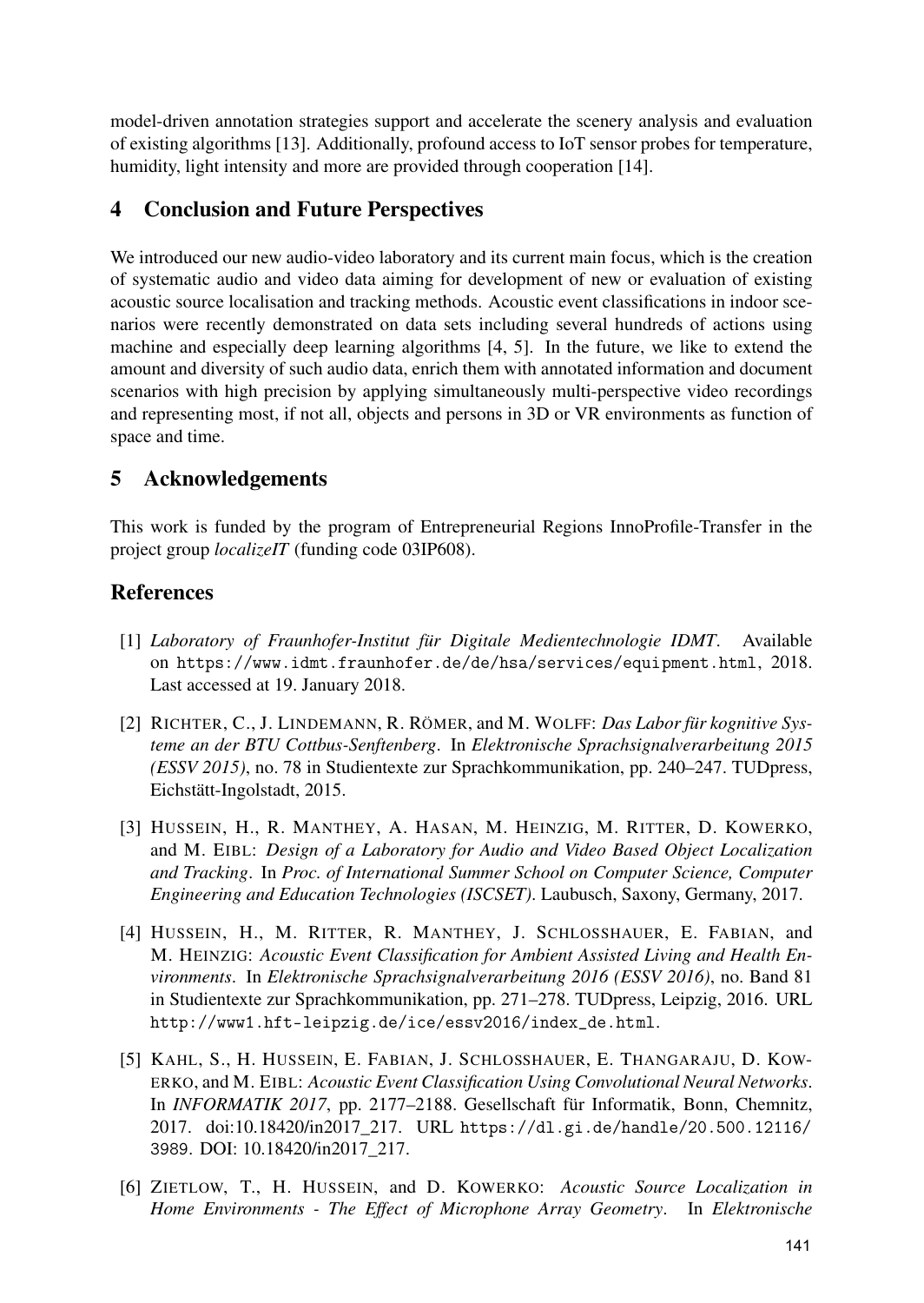model-driven annotation strategies support and accelerate the scenery analysis and evaluation of existing algorithms [13]. Additionally, profound access to IoT sensor probes for temperature, humidity, light intensity and more are provided through cooperation [14].

## 4 Conclusion and Future Perspectives

We introduced our new audio-video laboratory and its current main focus, which is the creation of systematic audio and video data aiming for development of new or evaluation of existing acoustic source localisation and tracking methods. Acoustic event classifications in indoor scenarios were recently demonstrated on data sets including several hundreds of actions using machine and especially deep learning algorithms [4, 5]. In the future, we like to extend the amount and diversity of such audio data, enrich them with annotated information and document scenarios with high precision by applying simultaneously multi-perspective video recordings and representing most, if not all, objects and persons in 3D or VR environments as function of space and time.

## 5 Acknowledgements

This work is funded by the program of Entrepreneurial Regions InnoProfile-Transfer in the project group *localizeIT* (funding code 03IP608).

## References

[1] *Laboratory of Fraunhofer-Institut für Digitale Medientechnologie IDMT*. Available on `https://www.idmt.fraunhofer.de/de/hsa/services/equipment.html`, 2018. Last accessed at 19. January 2018.

[2] Richter, C., J. Lindemann, R. Römer, and M. Wolff: *Das Labor für kognitive Systeme an der BTU Cottbus-Senftenberg*. In *Elektronische Sprachsignalverarbeitung 2015 (ESSV 2015)*, no. 78 in Studientexte zur Sprachkommunikation, pp. 240–247. TUDpress, Eichstätt-Ingolstadt, 2015.

[3] Hussein, H., R. Manthey, A. Hasan, M. Heinzig, M. Ritter, D. Kowerko, and M. Eibl: *Design of a Laboratory for Audio and Video Based Object Localization and Tracking*. In *Proc. of International Summer School on Computer Science, Computer Engineering and Education Technologies (ISCSET)*. Laubusch, Saxony, Germany, 2017.

[4] Hussein, H., M. Ritter, R. Manthey, J. Schlosshauer, E. Fabian, and M. Heinzig: *Acoustic Event Classification for Ambient Assisted Living and Health Environments*. In *Elektronische Sprachsignalverarbeitung 2016 (ESSV 2016)*, no. Band 81 in Studientexte zur Sprachkommunikation, pp. 271–278. TUDpress, Leipzig, 2016. URL `http://www1.hft-leipzig.de/ice/essv2016/index_de.html`.

[5] Kahl, S., H. Hussein, E. Fabian, J. Schlosshauer, E. Thangaraju, D. Kowerko, and M. Eibl: *Acoustic Event Classification Using Convolutional Neural Networks*. In *INFORMATIK 2017*, pp. 2177–2188. Gesellschaft für Informatik, Bonn, Chemnitz, 2017. doi:10.18420/in2017_217. URL `https://dl.gi.de/handle/20.500.12116/3989`. DOI: 10.18420/in2017_217.

[6] Zietlow, T., H. Hussein, and D. Kowerko: *Acoustic Source Localization in Home Environments - The Effect of Microphone Array Geometry*. In *Elektronische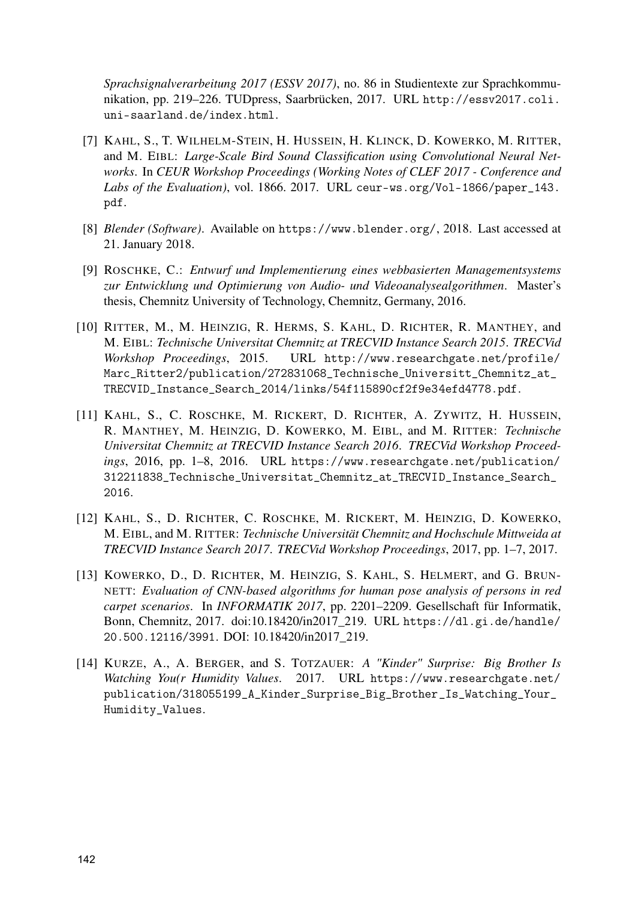*Sprachsignalverarbeitung 2017 (ESSV 2017)*, no. 86 in Studientexte zur Sprachkommunikation, pp. 219–226. TUDpress, Saarbrücken, 2017. URL http://essv2017.coli.uni-saarland.de/index.html.

[7] KAHL, S., T. WILHELM-STEIN, H. HUSSEIN, H. KLINCK, D. KOWERKO, M. RITTER, and M. EIBL: *Large-Scale Bird Sound Classification using Convolutional Neural Networks*. In *CEUR Workshop Proceedings (Working Notes of CLEF 2017 - Conference and Labs of the Evaluation)*, vol. 1866. 2017. URL ceur-ws.org/Vol-1866/paper_143.pdf.

[8] *Blender (Software)*. Available on https://www.blender.org/, 2018. Last accessed at 21. January 2018.

[9] ROSCHKE, C.: *Entwurf und Implementierung eines webbasierten Managementsystems zur Entwicklung und Optimierung von Audio- und Videoanalysealgorithmen*. Master's thesis, Chemnitz University of Technology, Chemnitz, Germany, 2016.

[10] RITTER, M., M. HEINZIG, R. HERMS, S. KAHL, D. RICHTER, R. MANTHEY, and M. EIBL: *Technische Universitat Chemnitz at TRECVID Instance Search 2015*. *TRECVid Workshop Proceedings*, 2015. URL http://www.researchgate.net/profile/Marc_Ritter2/publication/272831068_Technische_Universitt_Chemnitz_at_TRECVID_Instance_Search_2014/links/54f115890cf2f9e34efd4778.pdf.

[11] KAHL, S., C. ROSCHKE, M. RICKERT, D. RICHTER, A. ZYWITZ, H. HUSSEIN, R. MANTHEY, M. HEINZIG, D. KOWERKO, M. EIBL, and M. RITTER: *Technische Universitat Chemnitz at TRECVID Instance Search 2016*. *TRECVid Workshop Proceedings*, 2016, pp. 1–8, 2016. URL https://www.researchgate.net/publication/312211838_Technische_Universitat_Chemnitz_at_TRECVID_Instance_Search_2016.

[12] KAHL, S., D. RICHTER, C. ROSCHKE, M. RICKERT, M. HEINZIG, D. KOWERKO, M. EIBL, and M. RITTER: *Technische Universität Chemnitz and Hochschule Mittweida at TRECVID Instance Search 2017*. *TRECVid Workshop Proceedings*, 2017, pp. 1–7, 2017.

[13] KOWERKO, D., D. RICHTER, M. HEINZIG, S. KAHL, S. HELMERT, and G. BRUNNETT: *Evaluation of CNN-based algorithms for human pose analysis of persons in red carpet scenarios*. In *INFORMATIK 2017*, pp. 2201–2209. Gesellschaft für Informatik, Bonn, Chemnitz, 2017. doi:10.18420/in2017_219. URL https://dl.gi.de/handle/20.500.12116/3991. DOI: 10.18420/in2017_219.

[14] KURZE, A., A. BERGER, and S. TOTZAUER: *A "Kinder" Surprise: Big Brother Is Watching You(r Humidity Values*. 2017. URL https://www.researchgate.net/publication/318055199_A_Kinder_Surprise_Big_Brother_Is_Watching_Your_Humidity_Values.